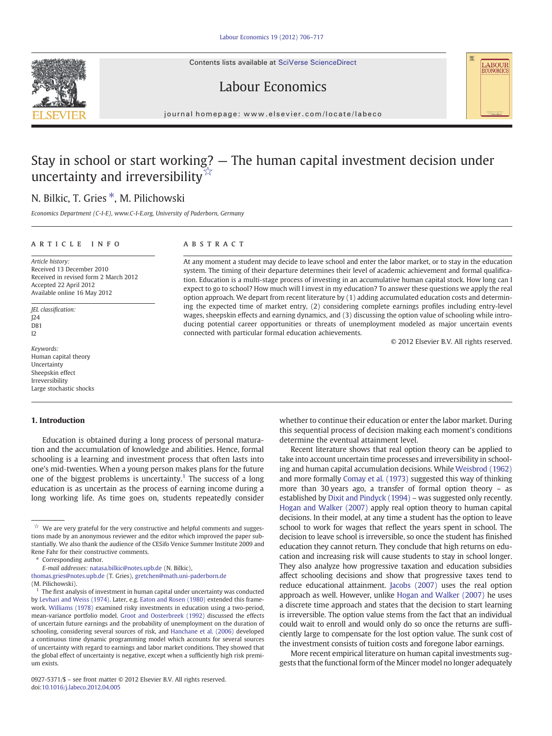# Stay in school or start working? — The human capital investment decision under uncertainty and irreversibility ☆

N. Bilkic, T. Gries *, M. Pilichowski

*Economics Department (C-I-E), www.C-I-E.org, University of Paderborn, Germany*

---

ARTICLE INFO

*Article history:*
Received 13 December 2010
Received in revised form 2 March 2012
Accepted 22 April 2012
Available online 16 May 2012

*JEL classification:*
J24
D81
I2

*Keywords:*
Human capital theory
Uncertainty
Sheepskin effect
Irreversibility
Large stochastic shocks

ABSTRACT

At any moment a student may decide to leave school and enter the labor market, or to stay in the education system. The timing of their departure determines their level of academic achievement and formal qualification. Education is a multi-stage process of investing in an accumulative human capital stock. How long can I expect to go to school? How much will I invest in my education? To answer these questions we apply the real option approach. We depart from recent literature by (1) adding accumulated education costs and determining the expected time of market entry, (2) considering complete earnings profiles including entry-level wages, sheepskin effects and earning dynamics, and (3) discussing the option value of schooling while introducing potential career opportunities or threats of unemployment modeled as major uncertain events connected with particular formal education achievements.

© 2012 Elsevier B.V. All rights reserved.

---

## 1. Introduction

Education is obtained during a long process of personal maturation and the accumulation of knowledge and abilities. Hence, formal schooling is a learning and investment process that often lasts into one's mid-twenties. When a young person makes plans for the future one of the biggest problems is uncertainty.[1] The success of a long education is as uncertain as the process of earning income during a long working life. As time goes on, students repeatedly consider whether to continue their education or enter the labor market. During this sequential process of decision making each moment's conditions determine the eventual attainment level.

Recent literature shows that real option theory can be applied to take into account uncertain time processes and irreversibility in schooling and human capital accumulation decisions. While Weisbrod (1962) and more formally Comay et al. (1973) suggested this way of thinking more than 30 years ago, a transfer of formal option theory – as established by Dixit and Pindyck (1994) – was suggested only recently. Hogan and Walker (2007) apply real option theory to human capital decisions. In their model, at any time a student has the option to leave school to work for wages that reflect the years spent in school. The decision to leave school is irreversible, so once the student has finished education they cannot return. They conclude that high returns on education and increasing risk will cause students to stay in school longer. They also analyze how progressive taxation and education subsidies affect schooling decisions and show that progressive taxes tend to reduce educational attainment. Jacobs (2007) uses the real option approach as well. However, unlike Hogan and Walker (2007) he uses a discrete time approach and states that the decision to start learning is irreversible. The option value stems from the fact that an individual could wait to enroll and would only do so once the returns are sufficiently large to compensate for the lost option value. The sunk cost of the investment consists of tuition costs and foregone labor earnings.

More recent empirical literature on human capital investments suggests that the functional form of the Mincer model no longer adequately

---

☆ We are very grateful for the very constructive and helpful comments and suggestions made by an anonymous reviewer and the editor which improved the paper substantially. We also thank the audience of the CESifo Venice Summer Institute 2009 and Rene Fahr for their constructive comments.

\* Corresponding author.
*E-mail addresses:* natasa.bilkic@notes.upb.de (N. Bilkic), thomas.gries@notes.upb.de (T. Gries), gretchen@math.uni-paderborn.de (M. Pilichowski).

[1] The first analysis of investment in human capital under uncertainty was conducted by Levhari and Weiss (1974). Later, e.g. Eaton and Rosen (1980) extended this framework. Williams (1978) examined risky investments in education using a two-period, mean-variance portfolio model. Groot and Oosterbeek (1992) discussed the effects of uncertain future earnings and the probability of unemployment on the duration of schooling, considering several sources of risk, and Hanchane et al. (2006) developed a continuous time dynamic programming model which accounts for several sources of uncertainty with regard to earnings and labor market conditions. They showed that the global effect of uncertainty is negative, except when a sufficiently high risk premium exists.

0927-5371/$ – see front matter © 2012 Elsevier B.V. All rights reserved.
doi:10.1016/j.labeco.2012.04.005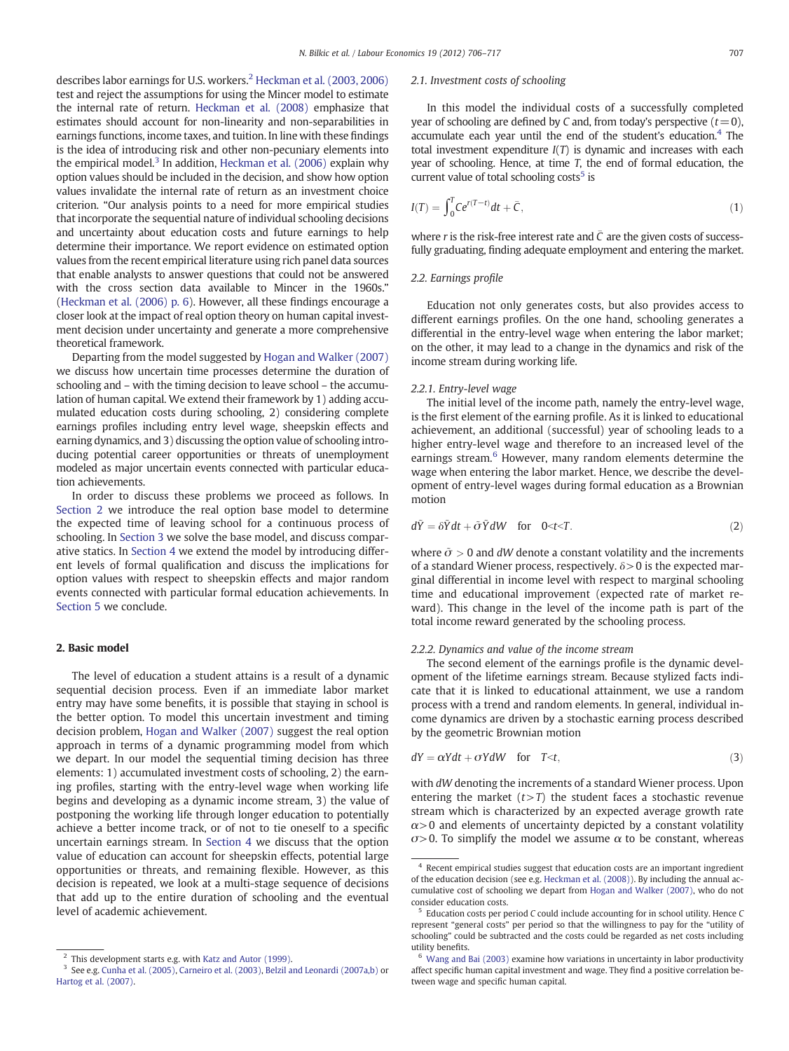describes labor earnings for U.S. workers.[2] Heckman et al. (2003, 2006) test and reject the assumptions for using the Mincer model to estimate the internal rate of return. Heckman et al. (2008) emphasize that estimates should account for non-linearity and non-separabilities in earnings functions, income taxes, and tuition. In line with these findings is the idea of introducing risk and other non-pecuniary elements into the empirical model.[3] In addition, Heckman et al. (2006) explain why option values should be included in the decision, and show how option values invalidate the internal rate of return as an investment choice criterion. "Our analysis points to a need for more empirical studies that incorporate the sequential nature of individual schooling decisions and uncertainty about education costs and future earnings to help determine their importance. We report evidence on estimated option values from the recent empirical literature using rich panel data sources that enable analysts to answer questions that could not be answered with the cross section data available to Mincer in the 1960s." (Heckman et al. (2006) p. 6). However, all these findings encourage a closer look at the impact of real option theory on human capital investment decision under uncertainty and generate a more comprehensive theoretical framework.

Departing from the model suggested by Hogan and Walker (2007) we discuss how uncertain time processes determine the duration of schooling and – with the timing decision to leave school – the accumulation of human capital. We extend their framework by 1) adding accumulated education costs during schooling, 2) considering complete earnings profiles including entry level wage, sheepskin effects and earning dynamics, and 3) discussing the option value of schooling introducing potential career opportunities or threats of unemployment modeled as major uncertain events connected with particular education achievements.

In order to discuss these problems we proceed as follows. In Section 2 we introduce the real option base model to determine the expected time of leaving school for a continuous process of schooling. In Section 3 we solve the base model, and discuss comparative statics. In Section 4 we extend the model by introducing different levels of formal qualification and discuss the implications for option values with respect to sheepskin effects and major random events connected with particular formal education achievements. In Section 5 we conclude.

## 2. Basic model

The level of education a student attains is a result of a dynamic sequential decision process. Even if an immediate labor market entry may have some benefits, it is possible that staying in school is the better option. To model this uncertain investment and timing decision problem, Hogan and Walker (2007) suggest the real option approach in terms of a dynamic programming model from which we depart. In our model the sequential timing decision has three elements: 1) accumulated investment costs of schooling, 2) the earning profiles, starting with the entry-level wage when working life begins and developing as a dynamic income stream, 3) the value of postponing the working life through longer education to potentially achieve a better income track, or of not to tie oneself to a specific uncertain earnings stream. In Section 4 we discuss that the option value of education can account for sheepskin effects, potential large opportunities or threats, and remaining flexible. However, as this decision is repeated, we look at a multi-stage sequence of decisions that add up to the entire duration of schooling and the eventual level of academic achievement.

### 2.1. Investment costs of schooling

In this model the individual costs of a successfully completed year of schooling are defined by $C$ and, from today's perspective ($t = 0$), accumulate each year until the end of the student's education.[4] The total investment expenditure $I(T)$ is dynamic and increases with each year of schooling. Hence, at time $T$, the end of formal education, the current value of total schooling costs[5] is

$$I(T) = \int_0^T Ce^{r(T-t)}dt + \bar{C}, \tag{1}$$

where $r$ is the risk-free interest rate and $\bar{C}$ are the given costs of successfully graduating, finding adequate employment and entering the market.

### 2.2. Earnings profile

Education not only generates costs, but also provides access to different earnings profiles. On the one hand, schooling generates a differential in the entry-level wage when entering the labor market; on the other, it may lead to a change in the dynamics and risk of the income stream during working life.

#### 2.2.1. Entry-level wage

The initial level of the income path, namely the entry-level wage, is the first element of the earning profile. As it is linked to educational achievement, an additional (successful) year of schooling leads to a higher entry-level wage and therefore to an increased level of the earnings stream.[6] However, many random elements determine the wage when entering the labor market. Hence, we describe the development of entry-level wages during formal education as a Brownian motion

$$d\bar{Y} = \delta\bar{Y}dt + \bar{\sigma}\bar{Y}dW \quad \text{for} \quad 0<t<T. \tag{2}$$

where $\bar{\sigma} > 0$ and $dW$ denote a constant volatility and the increments of a standard Wiener process, respectively. $\delta > 0$ is the expected marginal differential in income level with respect to marginal schooling time and educational improvement (expected rate of market reward). This change in the level of the income path is part of the total income reward generated by the schooling process.

#### 2.2.2. Dynamics and value of the income stream

The second element of the earnings profile is the dynamic development of the lifetime earnings stream. Because stylized facts indicate that it is linked to educational attainment, we use a random process with a trend and random elements. In general, individual income dynamics are driven by a stochastic earning process described by the geometric Brownian motion

$$dY = \alpha Ydt + \sigma YdW \quad \text{for} \quad T<t, \tag{3}$$

with $dW$ denoting the increments of a standard Wiener process. Upon entering the market ($t > T$) the student faces a stochastic revenue stream which is characterized by an expected average growth rate $\alpha > 0$ and elements of uncertainty depicted by a constant volatility $\sigma > 0$. To simplify the model we assume $\alpha$ to be constant, whereas

---

[2] This development starts e.g. with Katz and Autor (1999).

[3] See e.g. Cunha et al. (2005), Carneiro et al. (2003), Belzil and Leonardi (2007a,b) or Hartog et al. (2007).

[4] Recent empirical studies suggest that education costs are an important ingredient of the education decision (see e.g. Heckman et al. (2008)). By including the annual accumulative cost of schooling we depart from Hogan and Walker (2007), who do not consider education costs.

[5] Education costs per period $C$ could include accounting for in school utility. Hence $C$ represent "general costs" per period so that the willingness to pay for the "utility of schooling" could be subtracted and the costs could be regarded as net costs including utility benefits.

[6] Wang and Bai (2003) examine how variations in uncertainty in labor productivity affect specific human capital investment and wage. They find a positive correlation between wage and specific human capital.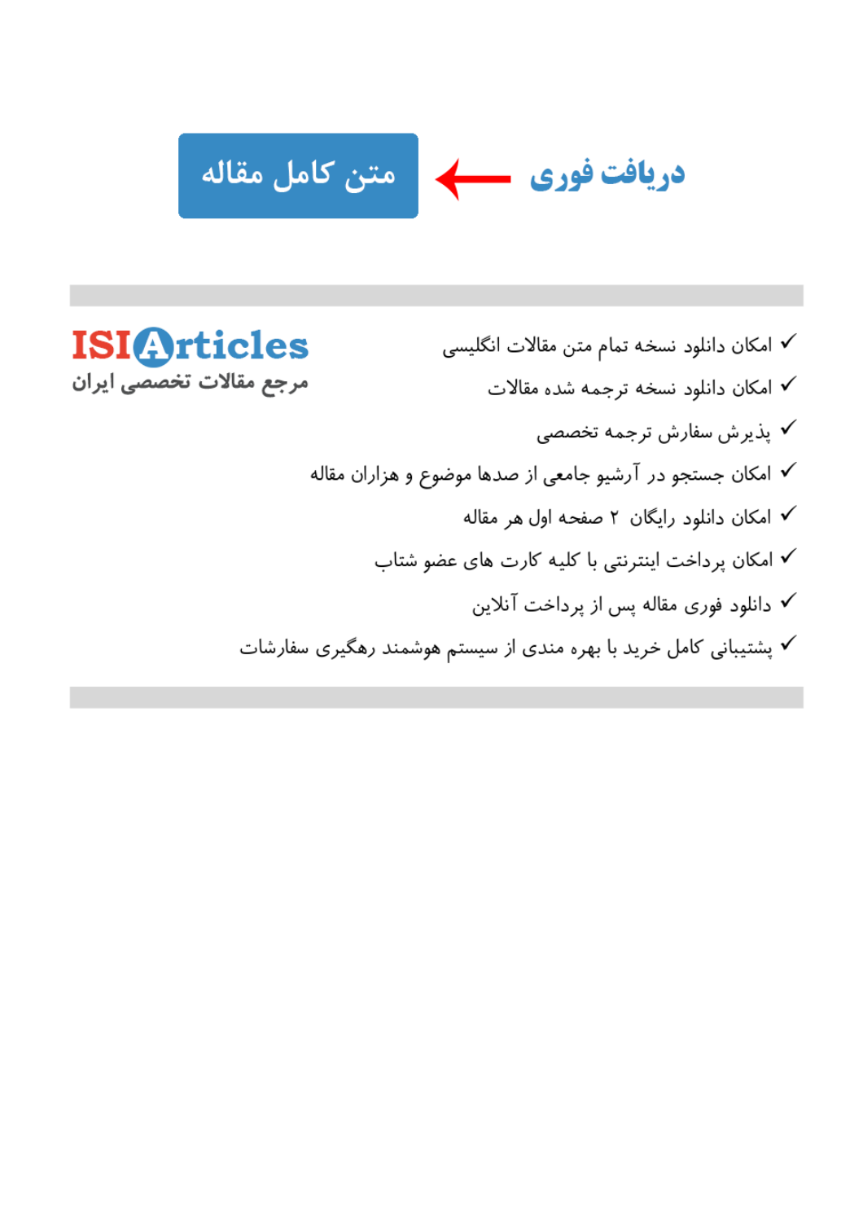دریافت فوری ← **متن کامل مقاله**

**ISIArticles**
مرجع مقالات تخصصی ایران

- ✓ امکان دانلود نسخه تمام متن مقالات انگلیسی
- ✓ امکان دانلود نسخه ترجمه شده مقالات
- ✓ پذیرش سفارش ترجمه تخصصی
- ✓ امکان جستجو در آرشیو جامعی از صدها موضوع و هزاران مقاله
- ✓ امکان دانلود رایگان ۲ صفحه اول هر مقاله
- ✓ امکان پرداخت اینترنتی با کلیه کارت های عضو شتاب
- ✓ دانلود فوری مقاله پس از پرداخت آنلاین
- ✓ پشتیبانی کامل خرید با بهره مندی از سیستم هوشمند رهگیری سفارشات